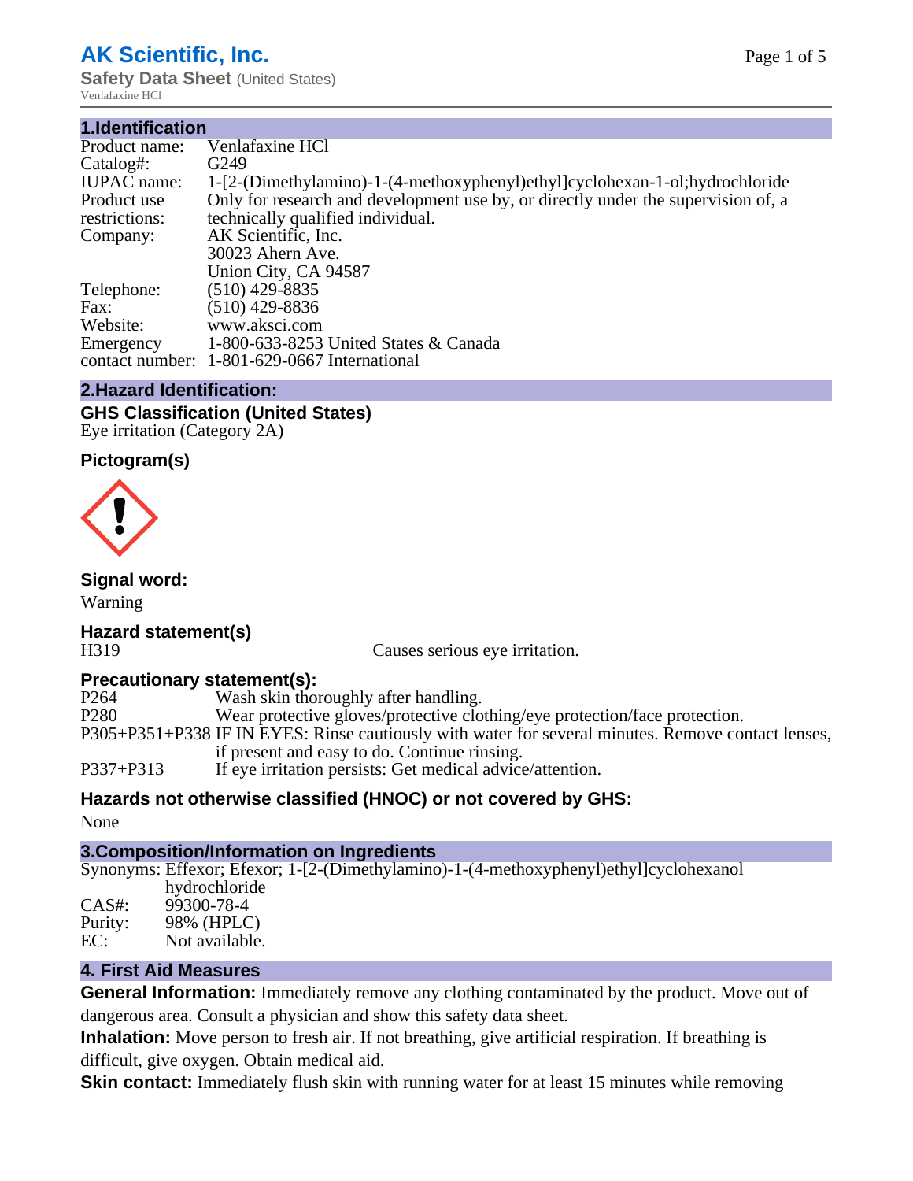# AK Scientific, Inc.

**Safety Data Sheet** (United States)

Venlafaxine HCl

## 1.Identification

| | |
|---|---|
| Product name: | Venlafaxine HCl |
| Catalog#: | G249 |
| IUPAC name: | 1-[2-(Dimethylamino)-1-(4-methoxyphenyl)ethyl]cyclohexan-1-ol;hydrochloride |
| Product use restrictions: | Only for research and development use by, or directly under the supervision of, a technically qualified individual. |
| Company: | AK Scientific, Inc.<br>30023 Ahern Ave.<br>Union City, CA 94587 |
| Telephone: | (510) 429-8835 |
| Fax: | (510) 429-8836 |
| Website: | www.aksci.com |
| Emergency contact number: | 1-800-633-8253 United States & Canada<br>1-801-629-0667 International |

## 2.Hazard Identification:

### GHS Classification (United States)

Eye irritation (Category 2A)

### Pictogram(s)

### Signal word:

Warning

### Hazard statement(s)

H319 Causes serious eye irritation.

### Precautionary statement(s):

| | |
|---|---|
| P264 | Wash skin thoroughly after handling. |
| P280 | Wear protective gloves/protective clothing/eye protection/face protection. |
| P305+P351+P338 | IF IN EYES: Rinse cautiously with water for several minutes. Remove contact lenses, if present and easy to do. Continue rinsing. |
| P337+P313 | If eye irritation persists: Get medical advice/attention. |

### Hazards not otherwise classified (HNOC) or not covered by GHS:

None

## 3.Composition/Information on Ingredients

| | |
|---|---|
| Synonyms: | Effexor; Efexor; 1-[2-(Dimethylamino)-1-(4-methoxyphenyl)ethyl]cyclohexanol hydrochloride |
| CAS#: | 99300-78-4 |
| Purity: | 98% (HPLC) |
| EC: | Not available. |

## 4. First Aid Measures

**General Information:** Immediately remove any clothing contaminated by the product. Move out of dangerous area. Consult a physician and show this safety data sheet.

**Inhalation:** Move person to fresh air. If not breathing, give artificial respiration. If breathing is difficult, give oxygen. Obtain medical aid.

**Skin contact:** Immediately flush skin with running water for at least 15 minutes while removing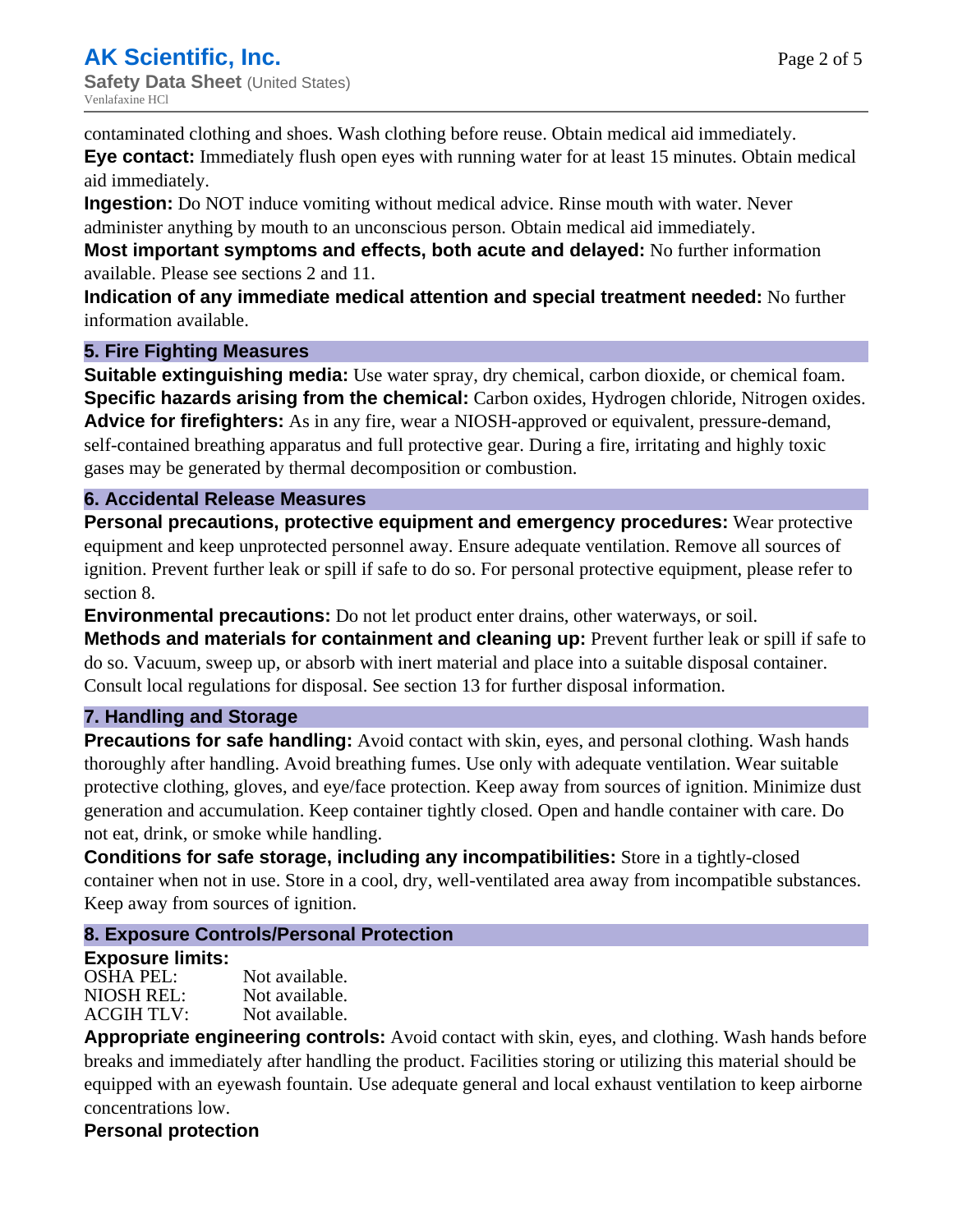contaminated clothing and shoes. Wash clothing before reuse. Obtain medical aid immediately.

**Eye contact:** Immediately flush open eyes with running water for at least 15 minutes. Obtain medical aid immediately.

**Ingestion:** Do NOT induce vomiting without medical advice. Rinse mouth with water. Never administer anything by mouth to an unconscious person. Obtain medical aid immediately.

**Most important symptoms and effects, both acute and delayed:** No further information available. Please see sections 2 and 11.

**Indication of any immediate medical attention and special treatment needed:** No further information available.

## 5. Fire Fighting Measures

**Suitable extinguishing media:** Use water spray, dry chemical, carbon dioxide, or chemical foam.

**Specific hazards arising from the chemical:** Carbon oxides, Hydrogen chloride, Nitrogen oxides.

**Advice for firefighters:** As in any fire, wear a NIOSH-approved or equivalent, pressure-demand, self-contained breathing apparatus and full protective gear. During a fire, irritating and highly toxic gases may be generated by thermal decomposition or combustion.

## 6. Accidental Release Measures

**Personal precautions, protective equipment and emergency procedures:** Wear protective equipment and keep unprotected personnel away. Ensure adequate ventilation. Remove all sources of ignition. Prevent further leak or spill if safe to do so. For personal protective equipment, please refer to section 8.

**Environmental precautions:** Do not let product enter drains, other waterways, or soil.

**Methods and materials for containment and cleaning up:** Prevent further leak or spill if safe to do so. Vacuum, sweep up, or absorb with inert material and place into a suitable disposal container. Consult local regulations for disposal. See section 13 for further disposal information.

## 7. Handling and Storage

**Precautions for safe handling:** Avoid contact with skin, eyes, and personal clothing. Wash hands thoroughly after handling. Avoid breathing fumes. Use only with adequate ventilation. Wear suitable protective clothing, gloves, and eye/face protection. Keep away from sources of ignition. Minimize dust generation and accumulation. Keep container tightly closed. Open and handle container with care. Do not eat, drink, or smoke while handling.

**Conditions for safe storage, including any incompatibilities:** Store in a tightly-closed container when not in use. Store in a cool, dry, well-ventilated area away from incompatible substances. Keep away from sources of ignition.

## 8. Exposure Controls/Personal Protection

**Exposure limits:**

| | |
|---|---|
| OSHA PEL: | Not available. |
| NIOSH REL: | Not available. |
| ACGIH TLV: | Not available. |

**Appropriate engineering controls:** Avoid contact with skin, eyes, and clothing. Wash hands before breaks and immediately after handling the product. Facilities storing or utilizing this material should be equipped with an eyewash fountain. Use adequate general and local exhaust ventilation to keep airborne concentrations low.

**Personal protection**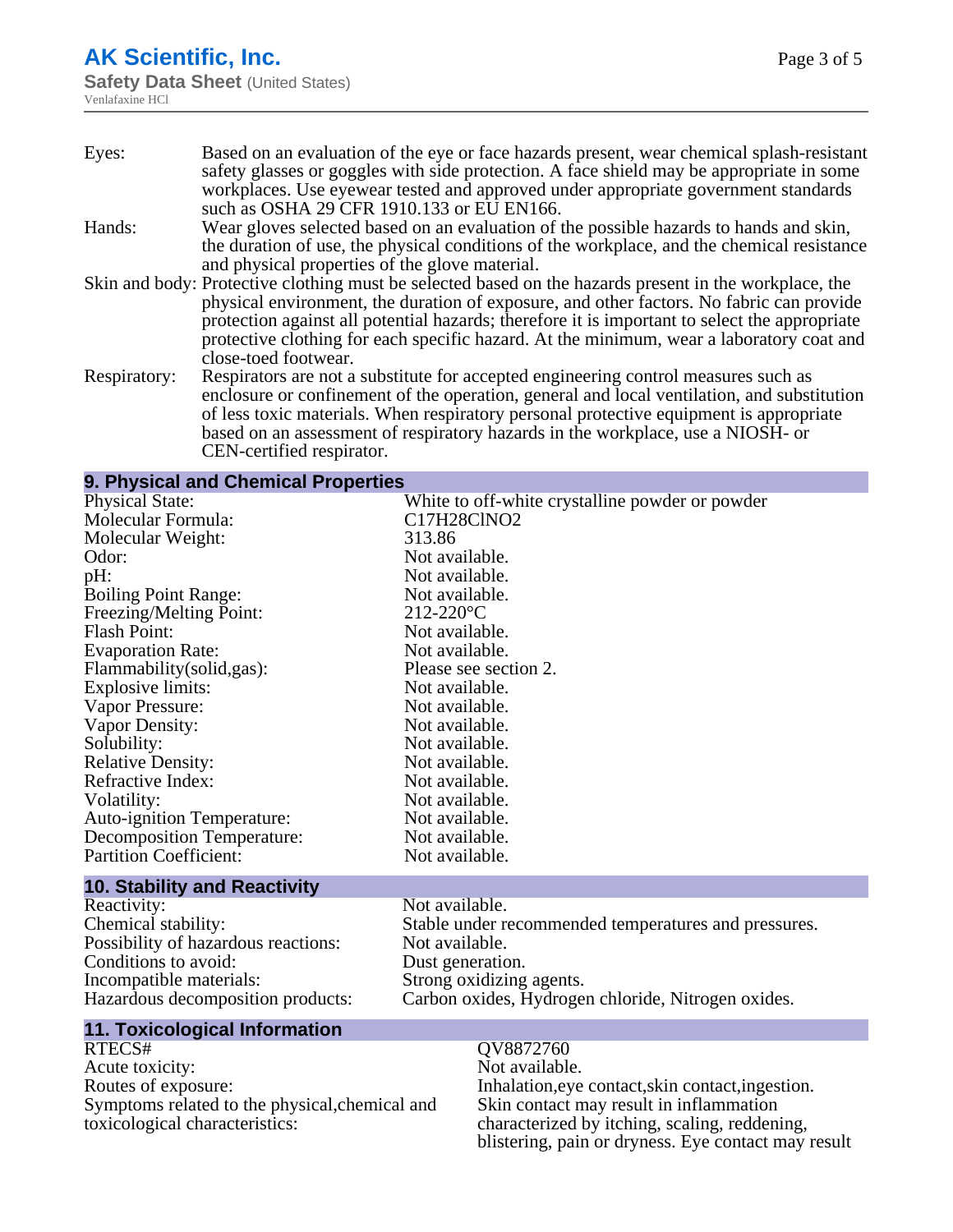| | |
|---|---|
| Eyes: | Based on an evaluation of the eye or face hazards present, wear chemical splash-resistant safety glasses or goggles with side protection. A face shield may be appropriate in some workplaces. Use eyewear tested and approved under appropriate government standards such as OSHA 29 CFR 1910.133 or EU EN166. |
| Hands: | Wear gloves selected based on an evaluation of the possible hazards to hands and skin, the duration of use, the physical conditions of the workplace, and the chemical resistance and physical properties of the glove material. |
| Skin and body: | Protective clothing must be selected based on the hazards present in the workplace, the physical environment, the duration of exposure, and other factors. No fabric can provide protection against all potential hazards; therefore it is important to select the appropriate protective clothing for each specific hazard. At the minimum, wear a laboratory coat and close-toed footwear. |
| Respiratory: | Respirators are not a substitute for accepted engineering control measures such as enclosure or confinement of the operation, general and local ventilation, and substitution of less toxic materials. When respiratory personal protective equipment is appropriate based on an assessment of respiratory hazards in the workplace, use a NIOSH- or CEN-certified respirator. |

## 9. Physical and Chemical Properties

| | |
|---|---|
| Physical State: | White to off-white crystalline powder or powder |
| Molecular Formula: | C17H28ClNO2 |
| Molecular Weight: | 313.86 |
| Odor: | Not available. |
| pH: | Not available. |
| Boiling Point Range: | Not available. |
| Freezing/Melting Point: | 212-220°C |
| Flash Point: | Not available. |
| Evaporation Rate: | Not available. |
| Flammability(solid,gas): | Please see section 2. |
| Explosive limits: | Not available. |
| Vapor Pressure: | Not available. |
| Vapor Density: | Not available. |
| Solubility: | Not available. |
| Relative Density: | Not available. |
| Refractive Index: | Not available. |
| Volatility: | Not available. |
| Auto-ignition Temperature: | Not available. |
| Decomposition Temperature: | Not available. |
| Partition Coefficient: | Not available. |

## 10. Stability and Reactivity

| | |
|---|---|
| Reactivity: | Not available. |
| Chemical stability: | Stable under recommended temperatures and pressures. |
| Possibility of hazardous reactions: | Not available. |
| Conditions to avoid: | Dust generation. |
| Incompatible materials: | Strong oxidizing agents. |
| Hazardous decomposition products: | Carbon oxides, Hydrogen chloride, Nitrogen oxides. |

## 11. Toxicological Information

| | |
|---|---|
| RTECS# | QV8872760 |
| Acute toxicity: | Not available. |
| Routes of exposure: | Inhalation,eye contact,skin contact,ingestion. |
| Symptoms related to the physical,chemical and toxicological characteristics: | Skin contact may result in inflammation characterized by itching, scaling, reddening, blistering, pain or dryness. Eye contact may result |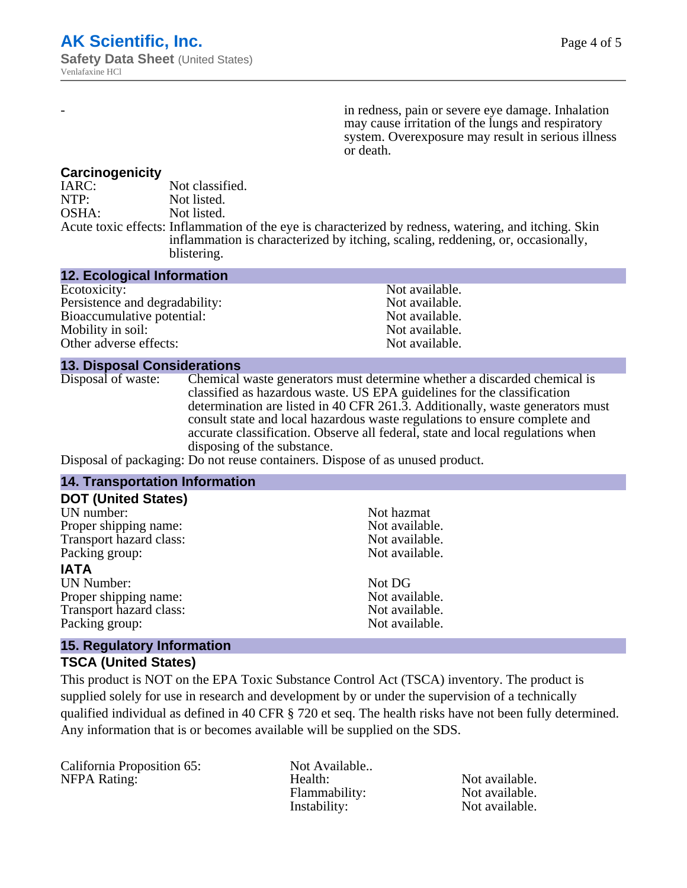- in redness, pain or severe eye damage. Inhalation may cause irritation of the lungs and respiratory system. Overexposure may result in serious illness or death.

### Carcinogenicity

IARC: Not classified.
NTP: Not listed.
OSHA: Not listed.
Acute toxic effects: Inflammation of the eye is characterized by redness, watering, and itching. Skin inflammation is characterized by itching, scaling, reddening, or, occasionally, blistering.

## 12. Ecological Information

| | |
|---|---|
| Ecotoxicity: | Not available. |
| Persistence and degradability: | Not available. |
| Bioaccumulative potential: | Not available. |
| Mobility in soil: | Not available. |
| Other adverse effects: | Not available. |

## 13. Disposal Considerations

Disposal of waste: Chemical waste generators must determine whether a discarded chemical is classified as hazardous waste. US EPA guidelines for the classification determination are listed in 40 CFR 261.3. Additionally, waste generators must consult state and local hazardous waste regulations to ensure complete and accurate classification. Observe all federal, state and local regulations when disposing of the substance.

Disposal of packaging: Do not reuse containers. Dispose of as unused product.

## 14. Transportation Information

### DOT (United States)

| | |
|---|---|
| UN number: | Not hazmat |
| Proper shipping name: | Not available. |
| Transport hazard class: | Not available. |
| Packing group: | Not available. |

### IATA

| | |
|---|---|
| UN Number: | Not DG |
| Proper shipping name: | Not available. |
| Transport hazard class: | Not available. |
| Packing group: | Not available. |

## 15. Regulatory Information

### TSCA (United States)

This product is NOT on the EPA Toxic Substance Control Act (TSCA) inventory. The product is supplied solely for use in research and development by or under the supervision of a technically qualified individual as defined in 40 CFR § 720 et seq. The health risks have not been fully determined. Any information that is or becomes available will be supplied on the SDS.

California Proposition 65: Not Available..

NFPA Rating:

| | |
|---|---|
| Health: | Not available. |
| Flammability: | Not available. |
| Instability: | Not available. |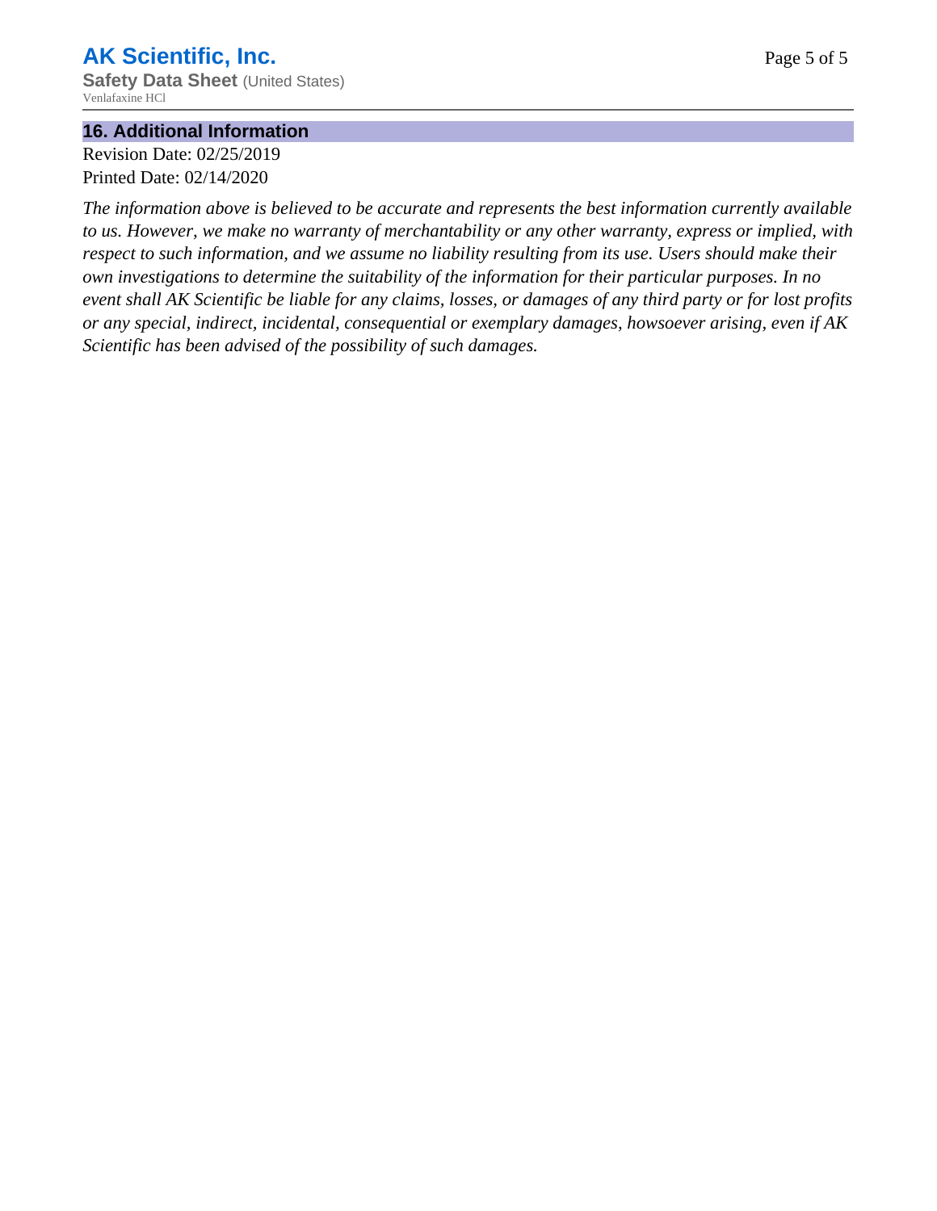## 16. Additional Information

Revision Date: 02/25/2019
Printed Date: 02/14/2020

*The information above is believed to be accurate and represents the best information currently available to us. However, we make no warranty of merchantability or any other warranty, express or implied, with respect to such information, and we assume no liability resulting from its use. Users should make their own investigations to determine the suitability of the information for their particular purposes. In no event shall AK Scientific be liable for any claims, losses, or damages of any third party or for lost profits or any special, indirect, incidental, consequential or exemplary damages, howsoever arising, even if AK Scientific has been advised of the possibility of such damages.*